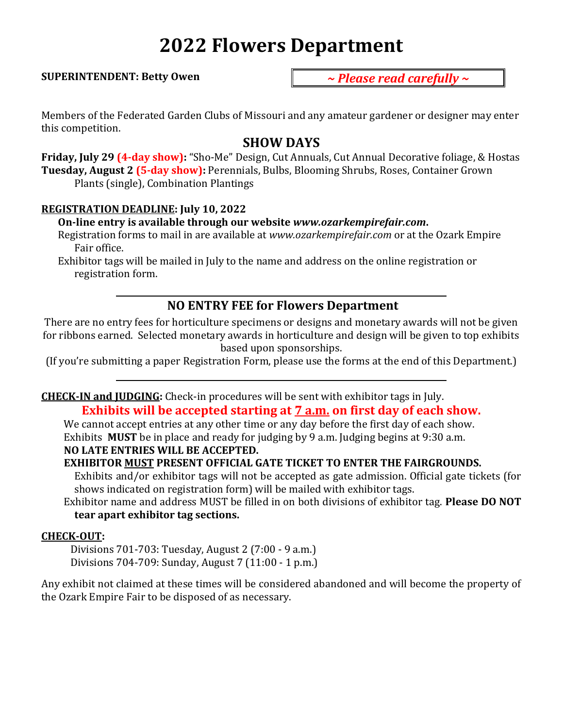# 2022 Flowers Department

**SUPERINTENDENT: Betty Owen**

***~ Please read carefully ~***

Members of the Federated Garden Clubs of Missouri and any amateur gardener or designer may enter this competition.

## SHOW DAYS

**Friday, July 29 (4-day show):** "Sho-Me" Design, Cut Annuals, Cut Annual Decorative foliage, & Hostas
**Tuesday, August 2 (5-day show):** Perennials, Bulbs, Blooming Shrubs, Roses, Container Grown Plants (single), Combination Plantings

**REGISTRATION DEADLINE: July 10, 2022**

**On-line entry is available through our website *www.ozarkempirefair.com*.**

Registration forms to mail in are available at *www.ozarkempirefair.com* or at the Ozark Empire Fair office.

Exhibitor tags will be mailed in July to the name and address on the online registration or registration form.

---

### NO ENTRY FEE for Flowers Department

There are no entry fees for horticulture specimens or designs and monetary awards will not be given for ribbons earned. Selected monetary awards in horticulture and design will be given to top exhibits based upon sponsorships.

(If you're submitting a paper Registration Form, please use the forms at the end of this Department.)

---

**CHECK-IN and JUDGING:** Check-in procedures will be sent with exhibitor tags in July.

**Exhibits will be accepted starting at 7 a.m. on first day of each show.**

We cannot accept entries at any other time or any day before the first day of each show.

Exhibits **MUST** be in place and ready for judging by 9 a.m. Judging begins at 9:30 a.m.

**NO LATE ENTRIES WILL BE ACCEPTED.**

**EXHIBITOR MUST PRESENT OFFICIAL GATE TICKET TO ENTER THE FAIRGROUNDS.**

Exhibits and/or exhibitor tags will not be accepted as gate admission. Official gate tickets (for shows indicated on registration form) will be mailed with exhibitor tags.

Exhibitor name and address MUST be filled in on both divisions of exhibitor tag. **Please DO NOT tear apart exhibitor tag sections.**

**CHECK-OUT:**

Divisions 701-703: Tuesday, August 2 (7:00 - 9 a.m.)
Divisions 704-709: Sunday, August 7 (11:00 - 1 p.m.)

Any exhibit not claimed at these times will be considered abandoned and will become the property of the Ozark Empire Fair to be disposed of as necessary.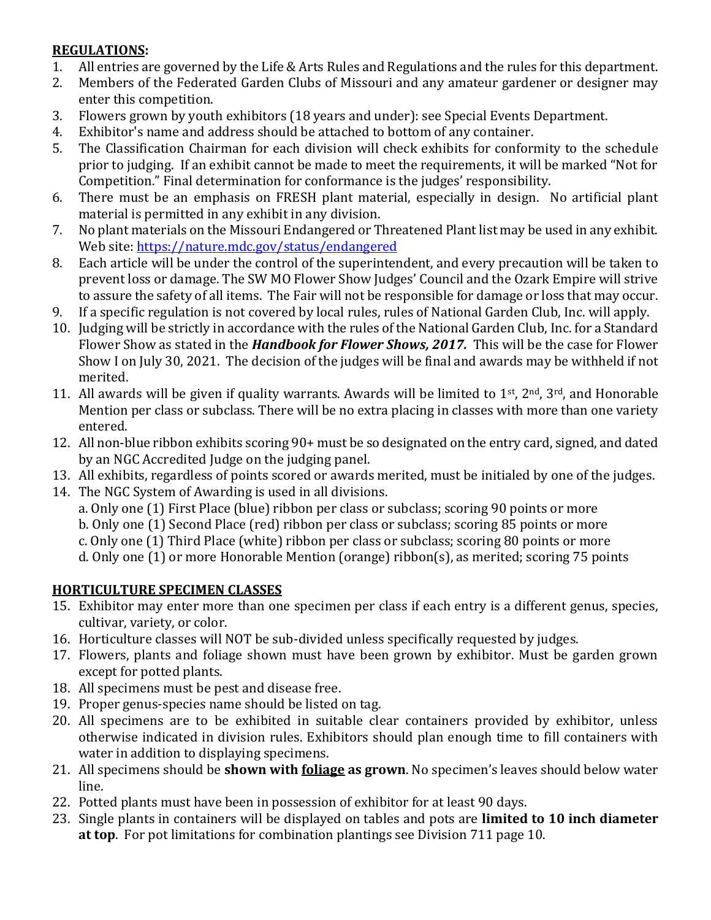**REGULATIONS:**

1. All entries are governed by the Life & Arts Rules and Regulations and the rules for this department.
2. Members of the Federated Garden Clubs of Missouri and any amateur gardener or designer may enter this competition.
3. Flowers grown by youth exhibitors (18 years and under): see Special Events Department.
4. Exhibitor's name and address should be attached to bottom of any container.
5. The Classification Chairman for each division will check exhibits for conformity to the schedule prior to judging. If an exhibit cannot be made to meet the requirements, it will be marked "Not for Competition." Final determination for conformance is the judges' responsibility.
6. There must be an emphasis on FRESH plant material, especially in design. No artificial plant material is permitted in any exhibit in any division.
7. No plant materials on the Missouri Endangered or Threatened Plant list may be used in any exhibit. Web site: https://nature.mdc.gov/status/endangered
8. Each article will be under the control of the superintendent, and every precaution will be taken to prevent loss or damage. The SW MO Flower Show Judges' Council and the Ozark Empire will strive to assure the safety of all items. The Fair will not be responsible for damage or loss that may occur.
9. If a specific regulation is not covered by local rules, rules of National Garden Club, Inc. will apply.
10. Judging will be strictly in accordance with the rules of the National Garden Club, Inc. for a Standard Flower Show as stated in the ***Handbook for Flower Shows, 2017.*** This will be the case for Flower Show I on July 30, 2021. The decision of the judges will be final and awards may be withheld if not merited.
11. All awards will be given if quality warrants. Awards will be limited to 1st, 2nd, 3rd, and Honorable Mention per class or subclass. There will be no extra placing in classes with more than one variety entered.
12. All non-blue ribbon exhibits scoring 90+ must be so designated on the entry card, signed, and dated by an NGC Accredited Judge on the judging panel.
13. All exhibits, regardless of points scored or awards merited, must be initialed by one of the judges.
14. The NGC System of Awarding is used in all divisions.
    a. Only one (1) First Place (blue) ribbon per class or subclass; scoring 90 points or more
    b. Only one (1) Second Place (red) ribbon per class or subclass; scoring 85 points or more
    c. Only one (1) Third Place (white) ribbon per class or subclass; scoring 80 points or more
    d. Only one (1) or more Honorable Mention (orange) ribbon(s), as merited; scoring 75 points

**HORTICULTURE SPECIMEN CLASSES**

15. Exhibitor may enter more than one specimen per class if each entry is a different genus, species, cultivar, variety, or color.
16. Horticulture classes will NOT be sub-divided unless specifically requested by judges.
17. Flowers, plants and foliage shown must have been grown by exhibitor. Must be garden grown except for potted plants.
18. All specimens must be pest and disease free.
19. Proper genus-species name should be listed on tag.
20. All specimens are to be exhibited in suitable clear containers provided by exhibitor, unless otherwise indicated in division rules. Exhibitors should plan enough time to fill containers with water in addition to displaying specimens.
21. All specimens should be **shown with foliage as grown**. No specimen's leaves should below water line.
22. Potted plants must have been in possession of exhibitor for at least 90 days.
23. Single plants in containers will be displayed on tables and pots are **limited to 10 inch diameter at top**. For pot limitations for combination plantings see Division 711 page 10.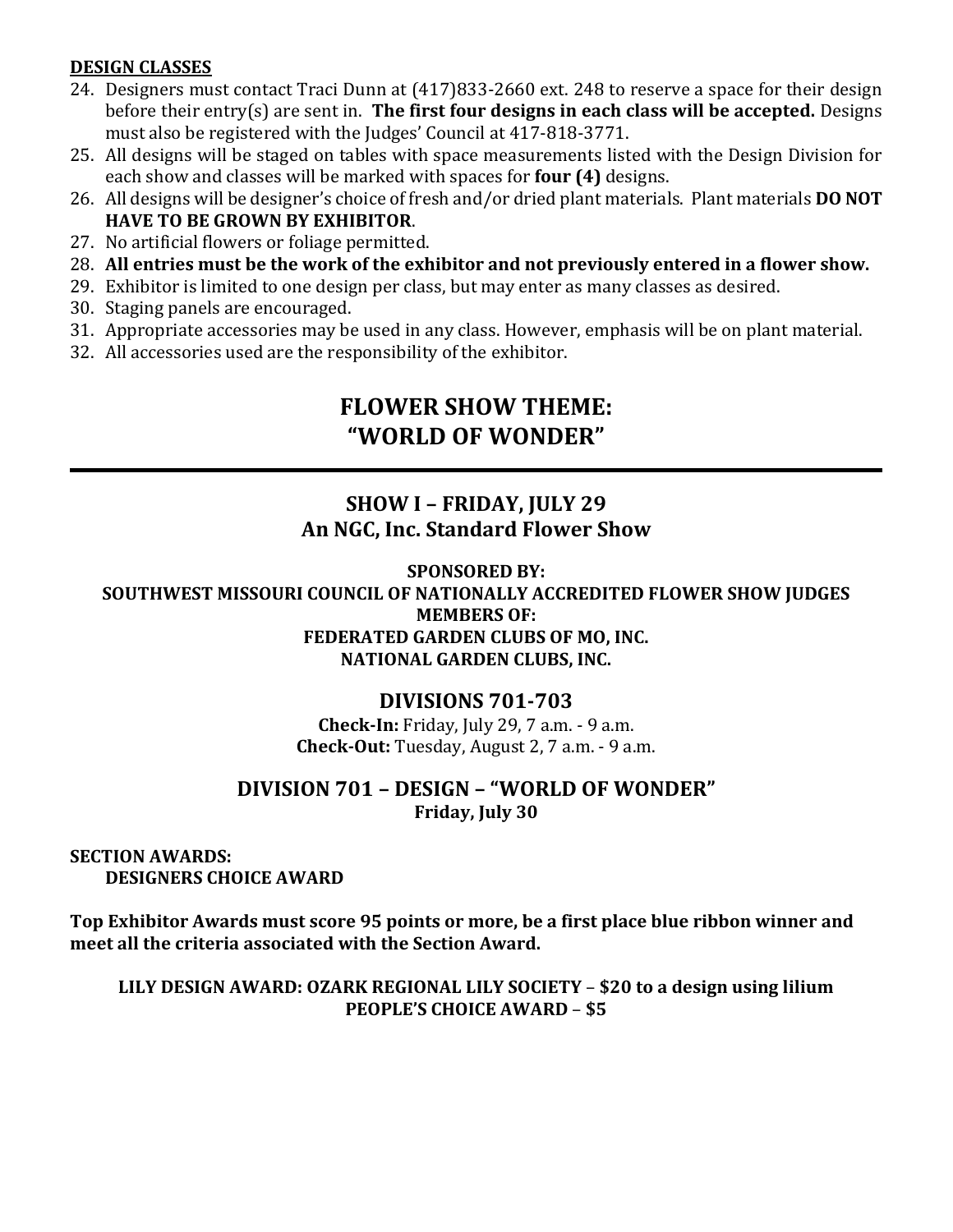**DESIGN CLASSES**

24. Designers must contact Traci Dunn at (417)833-2660 ext. 248 to reserve a space for their design before their entry(s) are sent in. **The first four designs in each class will be accepted.** Designs must also be registered with the Judges' Council at 417-818-3771.
25. All designs will be staged on tables with space measurements listed with the Design Division for each show and classes will be marked with spaces for **four (4)** designs.
26. All designs will be designer's choice of fresh and/or dried plant materials. Plant materials **DO NOT HAVE TO BE GROWN BY EXHIBITOR**.
27. No artificial flowers or foliage permitted.
28. **All entries must be the work of the exhibitor and not previously entered in a flower show.**
29. Exhibitor is limited to one design per class, but may enter as many classes as desired.
30. Staging panels are encouraged.
31. Appropriate accessories may be used in any class. However, emphasis will be on plant material.
32. All accessories used are the responsibility of the exhibitor.

# FLOWER SHOW THEME: "WORLD OF WONDER"

---

## SHOW I – FRIDAY, JULY 29
## An NGC, Inc. Standard Flower Show

**SPONSORED BY:**
**SOUTHWEST MISSOURI COUNCIL OF NATIONALLY ACCREDITED FLOWER SHOW JUDGES**
**MEMBERS OF:**
**FEDERATED GARDEN CLUBS OF MO, INC.**
**NATIONAL GARDEN CLUBS, INC.**

## DIVISIONS 701-703

**Check-In:** Friday, July 29, 7 a.m. - 9 a.m.
**Check-Out:** Tuesday, August 2, 7 a.m. - 9 a.m.

## DIVISION 701 – DESIGN – "WORLD OF WONDER"

**Friday, July 30**

**SECTION AWARDS:**
**DESIGNERS CHOICE AWARD**

**Top Exhibitor Awards must score 95 points or more, be a first place blue ribbon winner and meet all the criteria associated with the Section Award.**

**LILY DESIGN AWARD: OZARK REGIONAL LILY SOCIETY – $20 to a design using lilium**
**PEOPLE'S CHOICE AWARD – $5**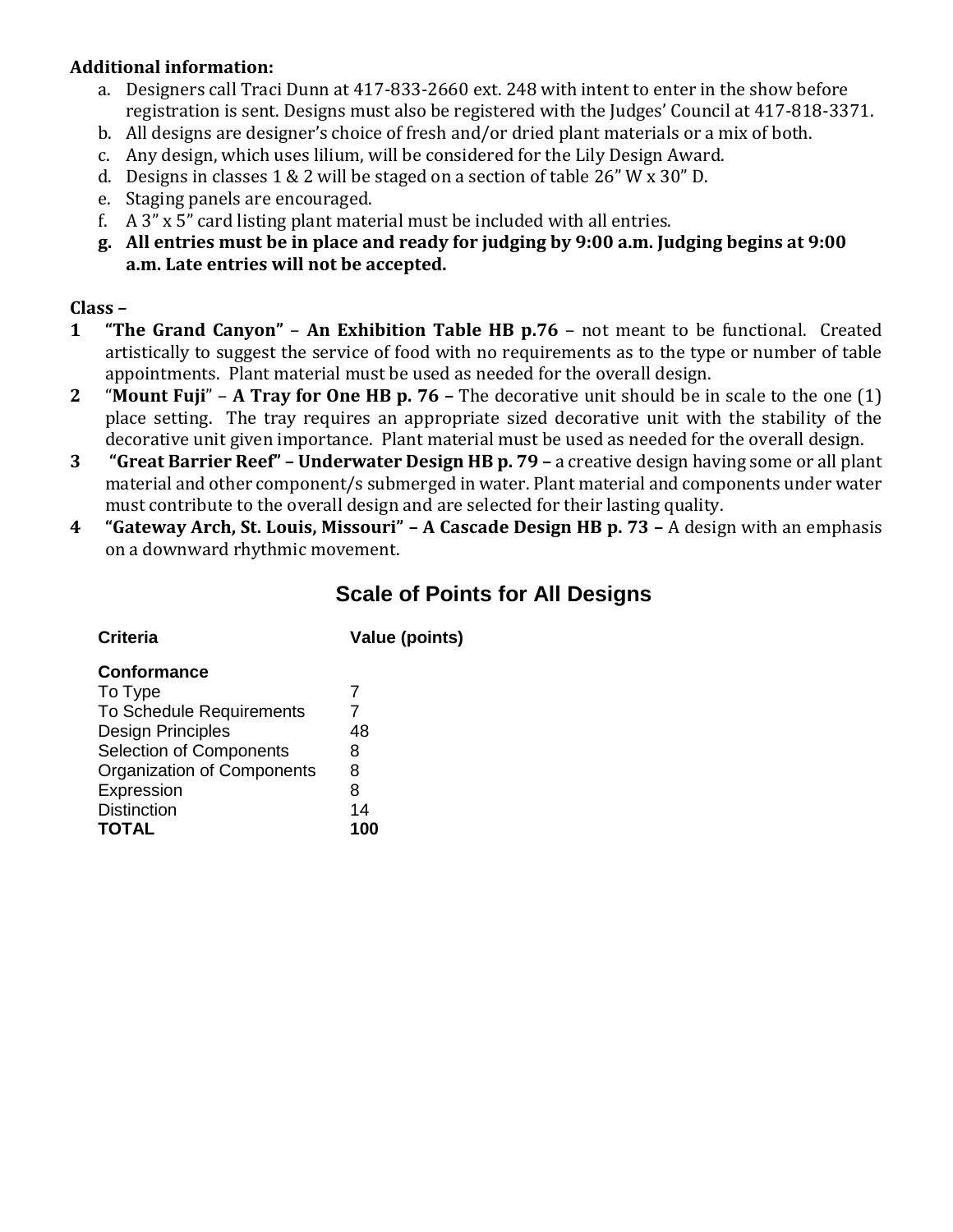**Additional information:**

a. Designers call Traci Dunn at 417-833-2660 ext. 248 with intent to enter in the show before registration is sent. Designs must also be registered with the Judges' Council at 417-818-3371.
b. All designs are designer's choice of fresh and/or dried plant materials or a mix of both.
c. Any design, which uses lilium, will be considered for the Lily Design Award.
d. Designs in classes 1 & 2 will be staged on a section of table 26" W x 30" D.
e. Staging panels are encouraged.
f. A 3" x 5" card listing plant material must be included with all entries.
g. **All entries must be in place and ready for judging by 9:00 a.m. Judging begins at 9:00 a.m. Late entries will not be accepted.**

**Class –**

1. **"The Grand Canyon"** – **An Exhibition Table HB p.76** – not meant to be functional. Created artistically to suggest the service of food with no requirements as to the type or number of table appointments. Plant material must be used as needed for the overall design.
2. "**Mount Fuji**" – **A Tray for One HB p. 76 –** The decorative unit should be in scale to the one (1) place setting. The tray requires an appropriate sized decorative unit with the stability of the decorative unit given importance. Plant material must be used as needed for the overall design.
3. **"Great Barrier Reef" – Underwater Design HB p. 79 –** a creative design having some or all plant material and other component/s submerged in water. Plant material and components under water must contribute to the overall design and are selected for their lasting quality.
4. **"Gateway Arch, St. Louis, Missouri" – A Cascade Design HB p. 73 –** A design with an emphasis on a downward rhythmic movement.

## Scale of Points for All Designs

| Criteria | Value (points) |
|---|---|
| **Conformance** | |
| To Type | 7 |
| To Schedule Requirements | 7 |
| Design Principles | 48 |
| Selection of Components | 8 |
| Organization of Components | 8 |
| Expression | 8 |
| Distinction | 14 |
| **TOTAL** | **100** |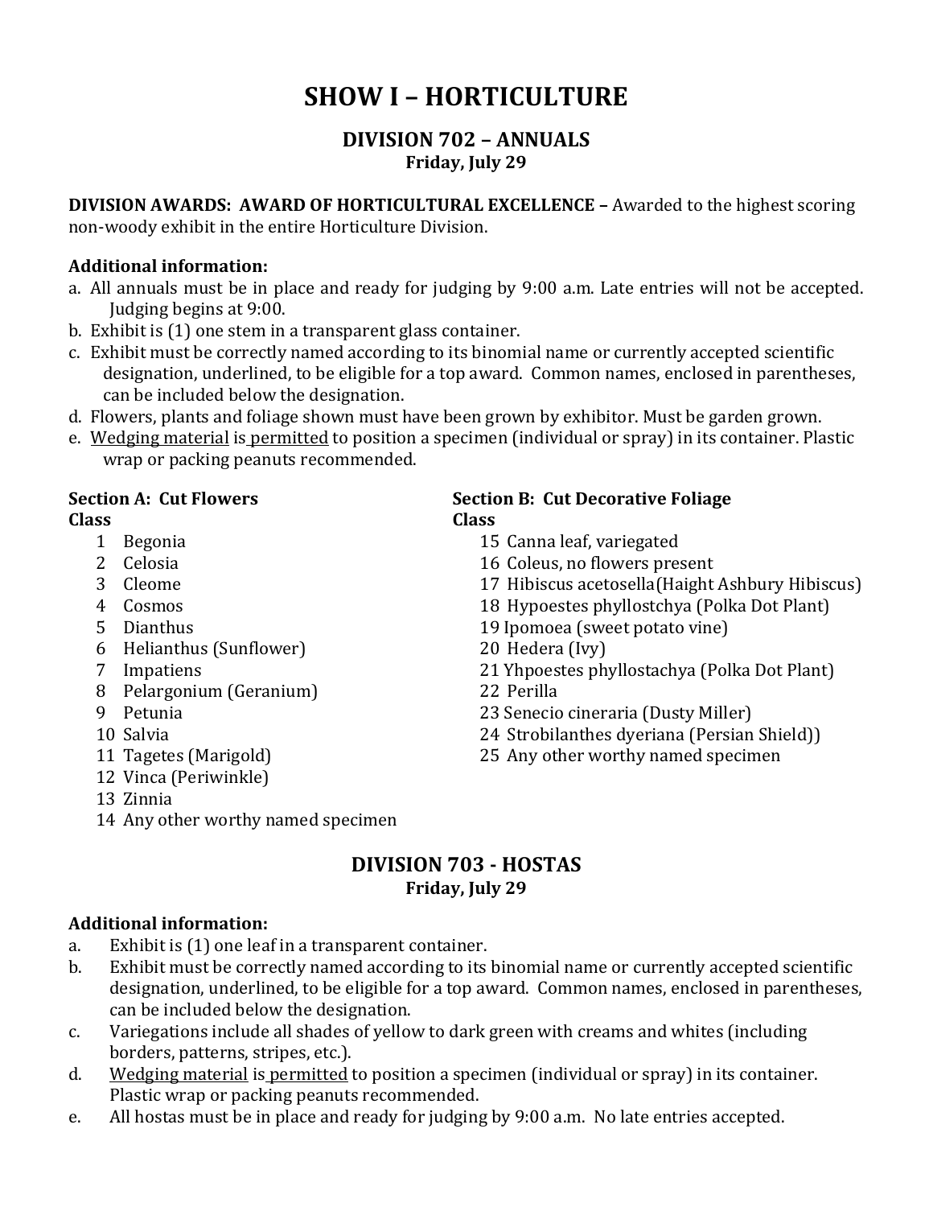# SHOW I – HORTICULTURE

## DIVISION 702 – ANNUALS

**Friday, July 29**

**DIVISION AWARDS: AWARD OF HORTICULTURAL EXCELLENCE –** Awarded to the highest scoring non-woody exhibit in the entire Horticulture Division.

**Additional information:**

a. All annuals must be in place and ready for judging by 9:00 a.m. Late entries will not be accepted. Judging begins at 9:00.
b. Exhibit is (1) one stem in a transparent glass container.
c. Exhibit must be correctly named according to its binomial name or currently accepted scientific designation, underlined, to be eligible for a top award. Common names, enclosed in parentheses, can be included below the designation.
d. Flowers, plants and foliage shown must have been grown by exhibitor. Must be garden grown.
e. <u>Wedging material</u> is <u>permitted</u> to position a specimen (individual or spray) in its container. Plastic wrap or packing peanuts recommended.

**Section A: Cut Flowers**
**Class**

1 Begonia
2 Celosia
3 Cleome
4 Cosmos
5 Dianthus
6 Helianthus (Sunflower)
7 Impatiens
8 Pelargonium (Geranium)
9 Petunia
10 Salvia
11 Tagetes (Marigold)
12 Vinca (Periwinkle)
13 Zinnia
14 Any other worthy named specimen

**Section B: Cut Decorative Foliage**
**Class**

15 Canna leaf, variegated
16 Coleus, no flowers present
17 Hibiscus acetosella(Haight Ashbury Hibiscus)
18 Hypoestes phyllostchya (Polka Dot Plant)
19 Ipomoea (sweet potato vine)
20 Hedera (Ivy)
21 Yhpoestes phyllostachya (Polka Dot Plant)
22 Perilla
23 Senecio cineraria (Dusty Miller)
24 Strobilanthes dyeriana (Persian Shield))
25 Any other worthy named specimen

## DIVISION 703 - HOSTAS

**Friday, July 29**

**Additional information:**

a. Exhibit is (1) one leaf in a transparent container.
b. Exhibit must be correctly named according to its binomial name or currently accepted scientific designation, underlined, to be eligible for a top award. Common names, enclosed in parentheses, can be included below the designation.
c. Variegations include all shades of yellow to dark green with creams and whites (including borders, patterns, stripes, etc.).
d. <u>Wedging material</u> is <u>permitted</u> to position a specimen (individual or spray) in its container. Plastic wrap or packing peanuts recommended.
e. All hostas must be in place and ready for judging by 9:00 a.m. No late entries accepted.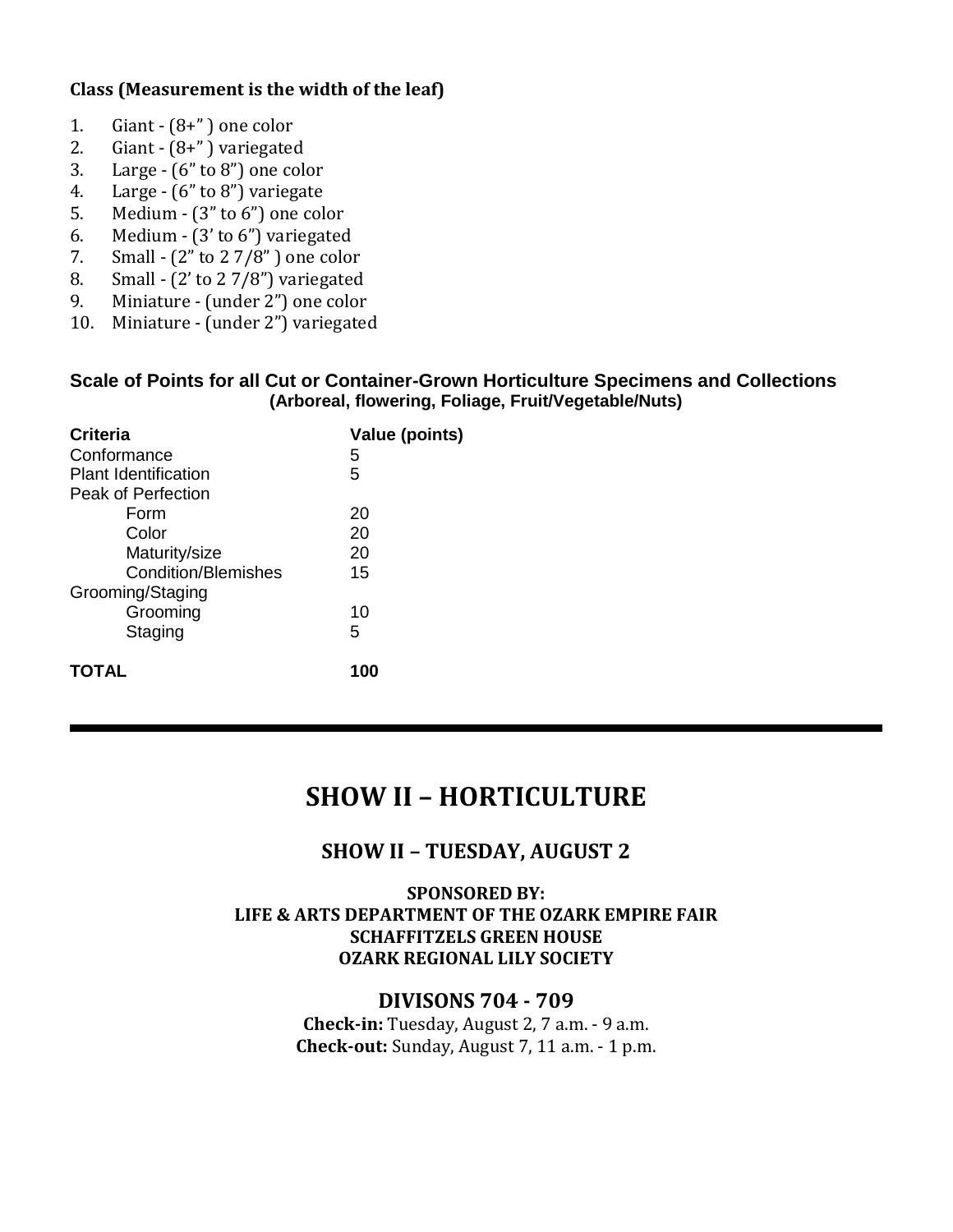**Class (Measurement is the width of the leaf)**

1. Giant - (8+" ) one color
2. Giant - (8+" ) variegated
3. Large - (6" to 8") one color
4. Large - (6" to 8") variegate
5. Medium - (3" to 6") one color
6. Medium - (3' to 6") variegated
7. Small - (2" to 2 7/8" ) one color
8. Small - (2' to 2 7/8") variegated
9. Miniature - (under 2") one color
10. Miniature - (under 2") variegated

**Scale of Points for all Cut or Container-Grown Horticulture Specimens and Collections**
**(Arboreal, flowering, Foliage, Fruit/Vegetable/Nuts)**

| Criteria | Value (points) |
|---|---|
| Conformance | 5 |
| Plant Identification | 5 |
| Peak of Perfection | |
| Form | 20 |
| Color | 20 |
| Maturity/size | 20 |
| Condition/Blemishes | 15 |
| Grooming/Staging | |
| Grooming | 10 |
| Staging | 5 |
| **TOTAL** | **100** |

---

# SHOW II – HORTICULTURE

## SHOW II – TUESDAY, AUGUST 2

**SPONSORED BY:**
**LIFE & ARTS DEPARTMENT OF THE OZARK EMPIRE FAIR**
**SCHAFFITZELS GREEN HOUSE**
**OZARK REGIONAL LILY SOCIETY**

## DIVISONS 704 - 709

**Check-in:** Tuesday, August 2, 7 a.m. - 9 a.m.
**Check-out:** Sunday, August 7, 11 a.m. - 1 p.m.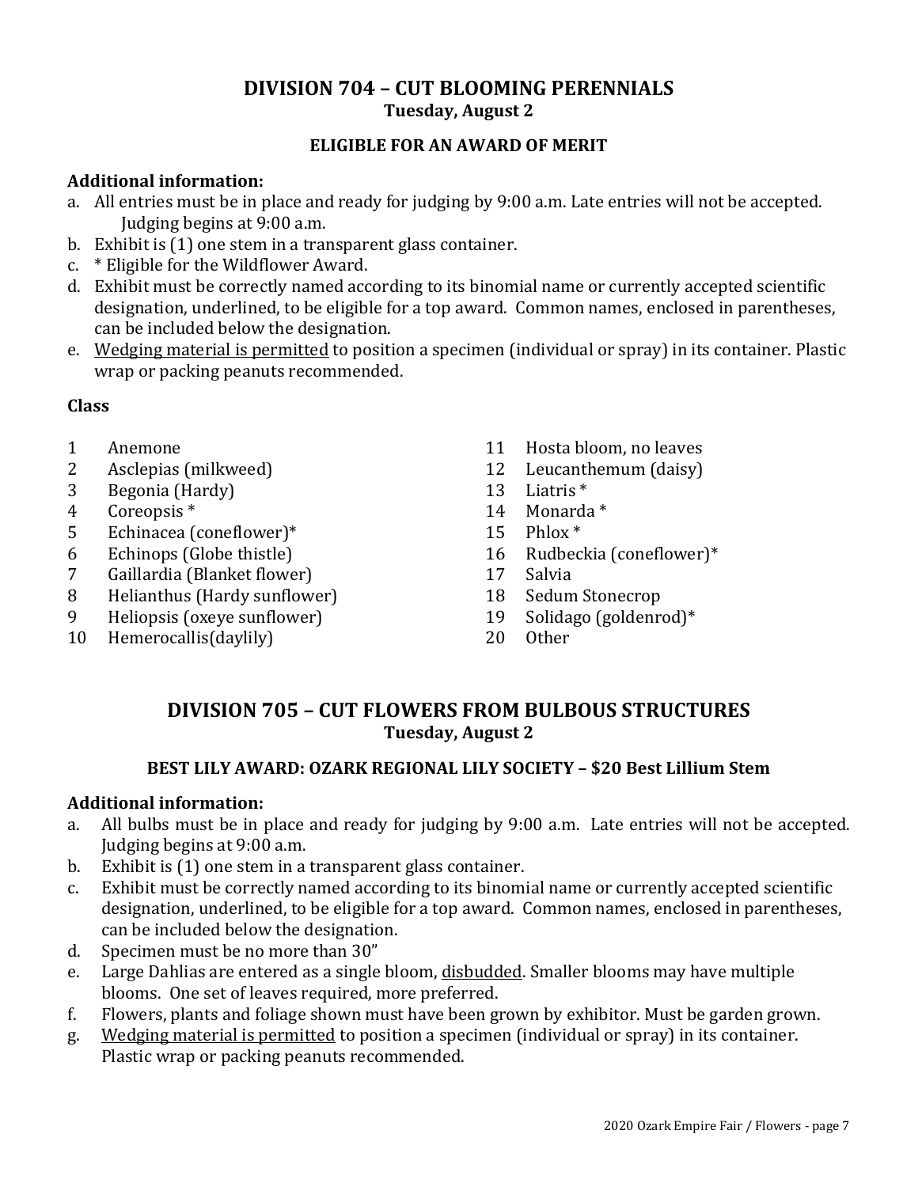## DIVISION 704 – CUT BLOOMING PERENNIALS
**Tuesday, August 2**

**ELIGIBLE FOR AN AWARD OF MERIT**

**Additional information:**

a. All entries must be in place and ready for judging by 9:00 a.m. Late entries will not be accepted. Judging begins at 9:00 a.m.
b. Exhibit is (1) one stem in a transparent glass container.
c. * Eligible for the Wildflower Award.
d. Exhibit must be correctly named according to its binomial name or currently accepted scientific designation, underlined, to be eligible for a top award. Common names, enclosed in parentheses, can be included below the designation.
e. <u>Wedging material is permitted</u> to position a specimen (individual or spray) in its container. Plastic wrap or packing peanuts recommended.

**Class**

1 Anemone
2 Asclepias (milkweed)
3 Begonia (Hardy)
4 Coreopsis *
5 Echinacea (coneflower)*
6 Echinops (Globe thistle)
7 Gaillardia (Blanket flower)
8 Helianthus (Hardy sunflower)
9 Heliopsis (oxeye sunflower)
10 Hemerocallis(daylily)
11 Hosta bloom, no leaves
12 Leucanthemum (daisy)
13 Liatris *
14 Monarda *
15 Phlox *
16 Rudbeckia (coneflower)*
17 Salvia
18 Sedum Stonecrop
19 Solidago (goldenrod)*
20 Other

## DIVISION 705 – CUT FLOWERS FROM BULBOUS STRUCTURES
**Tuesday, August 2**

**BEST LILY AWARD: OZARK REGIONAL LILY SOCIETY – $20 Best Lillium Stem**

**Additional information:**

a. All bulbs must be in place and ready for judging by 9:00 a.m. Late entries will not be accepted. Judging begins at 9:00 a.m.
b. Exhibit is (1) one stem in a transparent glass container.
c. Exhibit must be correctly named according to its binomial name or currently accepted scientific designation, underlined, to be eligible for a top award. Common names, enclosed in parentheses, can be included below the designation.
d. Specimen must be no more than 30"
e. Large Dahlias are entered as a single bloom, <u>disbudded</u>. Smaller blooms may have multiple blooms. One set of leaves required, more preferred.
f. Flowers, plants and foliage shown must have been grown by exhibitor. Must be garden grown.
g. <u>Wedging material is permitted</u> to position a specimen (individual or spray) in its container. Plastic wrap or packing peanuts recommended.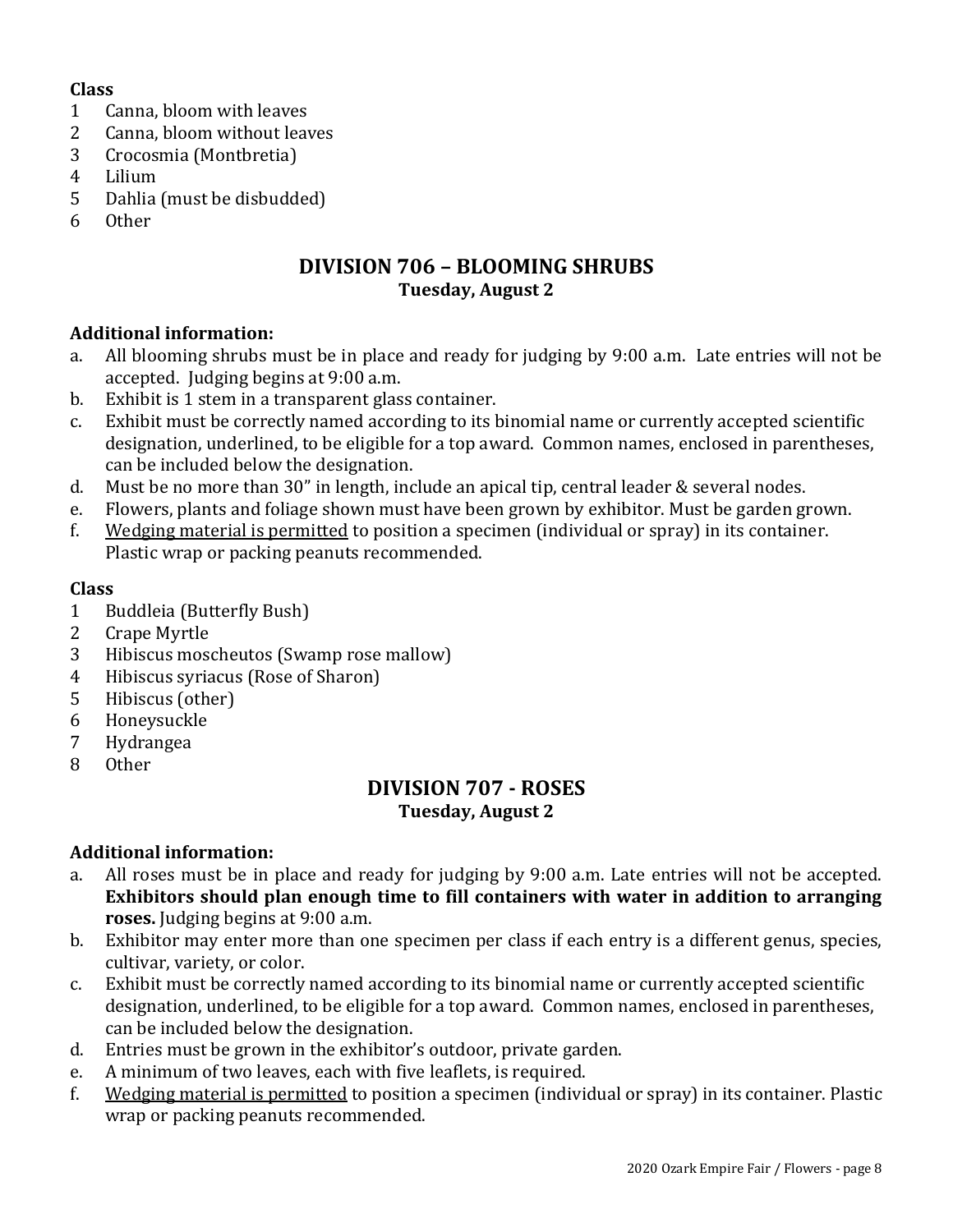**Class**

1. Canna, bloom with leaves
2. Canna, bloom without leaves
3. Crocosmia (Montbretia)
4. Lilium
5. Dahlia (must be disbudded)
6. Other

## DIVISION 706 – BLOOMING SHRUBS

**Tuesday, August 2**

**Additional information:**

a. All blooming shrubs must be in place and ready for judging by 9:00 a.m. Late entries will not be accepted. Judging begins at 9:00 a.m.
b. Exhibit is 1 stem in a transparent glass container.
c. Exhibit must be correctly named according to its binomial name or currently accepted scientific designation, underlined, to be eligible for a top award. Common names, enclosed in parentheses, can be included below the designation.
d. Must be no more than 30" in length, include an apical tip, central leader & several nodes.
e. Flowers, plants and foliage shown must have been grown by exhibitor. Must be garden grown.
f. <u>Wedging material is permitted</u> to position a specimen (individual or spray) in its container. Plastic wrap or packing peanuts recommended.

**Class**

1. Buddleia (Butterfly Bush)
2. Crape Myrtle
3. Hibiscus moscheutos (Swamp rose mallow)
4. Hibiscus syriacus (Rose of Sharon)
5. Hibiscus (other)
6. Honeysuckle
7. Hydrangea
8. Other

## DIVISION 707 - ROSES

**Tuesday, August 2**

**Additional information:**

a. All roses must be in place and ready for judging by 9:00 a.m. Late entries will not be accepted. **Exhibitors should plan enough time to fill containers with water in addition to arranging roses.** Judging begins at 9:00 a.m.
b. Exhibitor may enter more than one specimen per class if each entry is a different genus, species, cultivar, variety, or color.
c. Exhibit must be correctly named according to its binomial name or currently accepted scientific designation, underlined, to be eligible for a top award. Common names, enclosed in parentheses, can be included below the designation.
d. Entries must be grown in the exhibitor's outdoor, private garden.
e. A minimum of two leaves, each with five leaflets, is required.
f. <u>Wedging material is permitted</u> to position a specimen (individual or spray) in its container. Plastic wrap or packing peanuts recommended.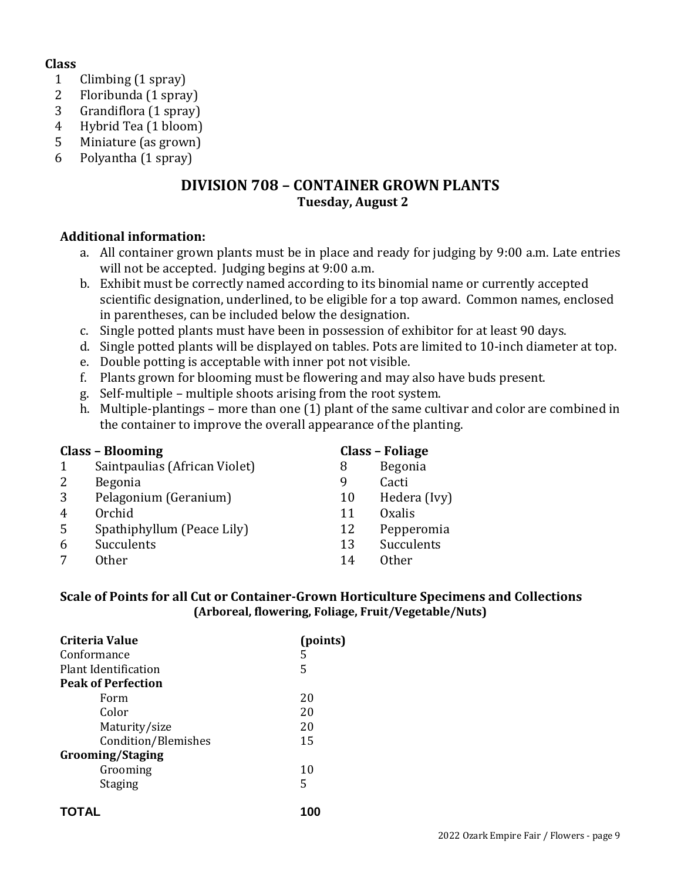**Class**

1. Climbing (1 spray)
2. Floribunda (1 spray)
3. Grandiflora (1 spray)
4. Hybrid Tea (1 bloom)
5. Miniature (as grown)
6. Polyantha (1 spray)

## DIVISION 708 – CONTAINER GROWN PLANTS

**Tuesday, August 2**

**Additional information:**

a. All container grown plants must be in place and ready for judging by 9:00 a.m. Late entries will not be accepted. Judging begins at 9:00 a.m.
b. Exhibit must be correctly named according to its binomial name or currently accepted scientific designation, underlined, to be eligible for a top award. Common names, enclosed in parentheses, can be included below the designation.
c. Single potted plants must have been in possession of exhibitor for at least 90 days.
d. Single potted plants will be displayed on tables. Pots are limited to 10-inch diameter at top.
e. Double potting is acceptable with inner pot not visible.
f. Plants grown for blooming must be flowering and may also have buds present.
g. Self-multiple – multiple shoots arising from the root system.
h. Multiple-plantings – more than one (1) plant of the same cultivar and color are combined in the container to improve the overall appearance of the planting.

**Class – Blooming**

1. Saintpaulias (African Violet)
2. Begonia
3. Pelagonium (Geranium)
4. Orchid
5. Spathiphyllum (Peace Lily)
6. Succulents
7. Other

**Class – Foliage**

8. Begonia
9. Cacti
10. Hedera (Ivy)
11. Oxalis
12. Pepperomia
13. Succulents
14. Other

**Scale of Points for all Cut or Container-Grown Horticulture Specimens and Collections**
**(Arboreal, flowering, Foliage, Fruit/Vegetable/Nuts)**

| **Criteria Value** | **(points)** |
|---|---|
| Conformance | 5 |
| Plant Identification | 5 |
| **Peak of Perfection** | |
| Form | 20 |
| Color | 20 |
| Maturity/size | 20 |
| Condition/Blemishes | 15 |
| **Grooming/Staging** | |
| Grooming | 10 |
| Staging | 5 |
| **TOTAL** | **100** |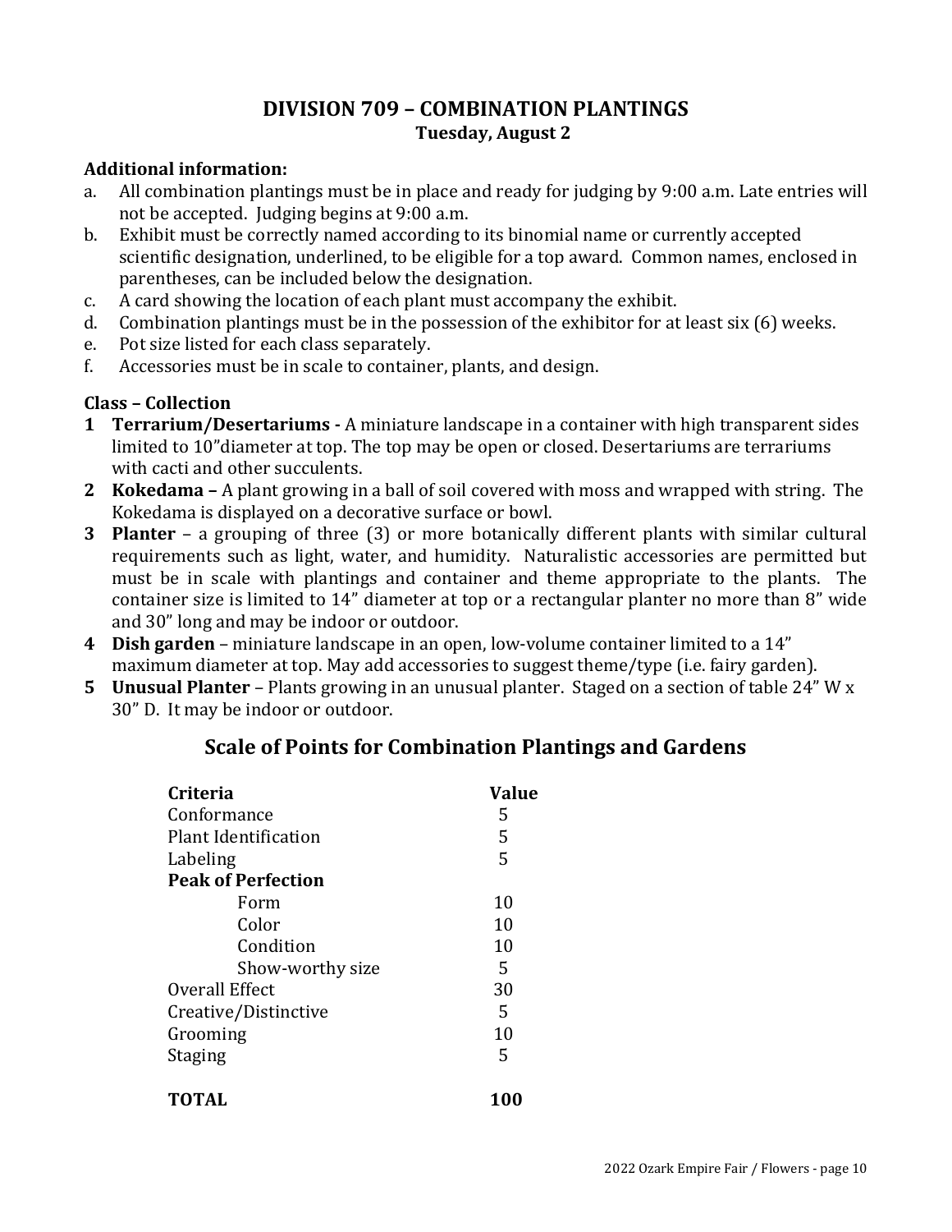## DIVISION 709 – COMBINATION PLANTINGS

### Tuesday, August 2

**Additional information:**

a. All combination plantings must be in place and ready for judging by 9:00 a.m. Late entries will not be accepted. Judging begins at 9:00 a.m.
b. Exhibit must be correctly named according to its binomial name or currently accepted scientific designation, underlined, to be eligible for a top award. Common names, enclosed in parentheses, can be included below the designation.
c. A card showing the location of each plant must accompany the exhibit.
d. Combination plantings must be in the possession of the exhibitor for at least six (6) weeks.
e. Pot size listed for each class separately.
f. Accessories must be in scale to container, plants, and design.

**Class – Collection**

**1 Terrarium/Desertariums -** A miniature landscape in a container with high transparent sides limited to 10"diameter at top. The top may be open or closed. Desertariums are terrariums with cacti and other succulents.

**2 Kokedama –** A plant growing in a ball of soil covered with moss and wrapped with string. The Kokedama is displayed on a decorative surface or bowl.

**3 Planter** – a grouping of three (3) or more botanically different plants with similar cultural requirements such as light, water, and humidity. Naturalistic accessories are permitted but must be in scale with plantings and container and theme appropriate to the plants. The container size is limited to 14" diameter at top or a rectangular planter no more than 8" wide and 30" long and may be indoor or outdoor.

**4 Dish garden** – miniature landscape in an open, low-volume container limited to a 14" maximum diameter at top. May add accessories to suggest theme/type (i.e. fairy garden).

**5 Unusual Planter** – Plants growing in an unusual planter. Staged on a section of table 24" W x 30" D. It may be indoor or outdoor.

## Scale of Points for Combination Plantings and Gardens

| Criteria | Value |
|---|---|
| Conformance | 5 |
| Plant Identification | 5 |
| Labeling | 5 |
| **Peak of Perfection** | |
| Form | 10 |
| Color | 10 |
| Condition | 10 |
| Show-worthy size | 5 |
| Overall Effect | 30 |
| Creative/Distinctive | 5 |
| Grooming | 10 |
| Staging | 5 |
| **TOTAL** | **100** |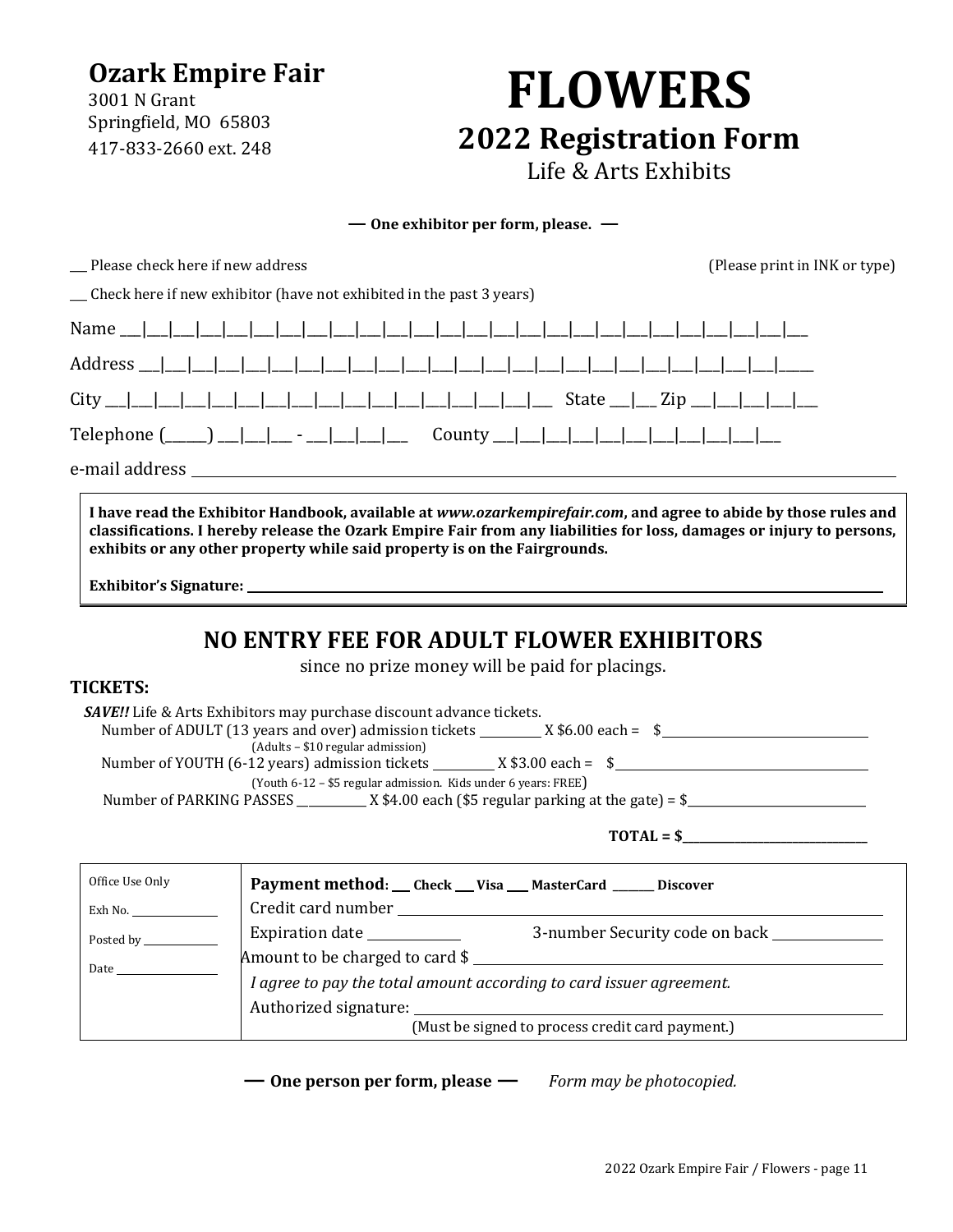**Ozark Empire Fair**
3001 N Grant
Springfield, MO 65803
417-833-2660 ext. 248

# FLOWERS

## 2022 Registration Form

Life & Arts Exhibits

**— One exhibitor per form, please. —**

___ Please check here if new address (Please print in INK or type)

___ Check here if new exhibitor (have not exhibited in the past 3 years)

Name ___|___|___|___|___|___|___|___|___|___|___|___|___|___|___|___|___|___|___|___|___|___|___|___|___|___|___

Address ___|___|___|___|___|___|___|___|___|___|___|___|___|___|___|___|___|___|___|___|___|___|___|___|___|_____

City ___|___|___|___|___|___|___|___|___|___|___|___|___|___|___|___|___|___ State ___|___ Zip ___|___|___|___|___

Telephone (______) ___|___|___ - ___|___|___|___ County ___|___|___|___|___|___|___|___|___|___|___

e-mail address ________________________________________________

**I have read the Exhibitor Handbook, available at *www.ozarkempirefair.com*, and agree to abide by those rules and classifications. I hereby release the Ozark Empire Fair from any liabilities for loss, damages or injury to persons, exhibits or any other property while said property is on the Fairgrounds.**

**Exhibitor's Signature:** ________________________________________________

## NO ENTRY FEE FOR ADULT FLOWER EXHIBITORS

since no prize money will be paid for placings.

**TICKETS:**

***SAVE!!*** Life & Arts Exhibitors may purchase discount advance tickets.

Number of ADULT (13 years and over) admission tickets ________ X $6.00 each = $________________
(Adults – $10 regular admission)

Number of YOUTH (6-12 years) admission tickets ________ X $3.00 each = $________________
(Youth 6-12 – $5 regular admission. Kids under 6 years: FREE)

Number of PARKING PASSES ________ X $4.00 each ($5 regular parking at the gate) = $________________

**TOTAL = $________________**

| Office Use Only | **Payment method**: ___ **Check** ___ **Visa** ___ **MasterCard** _______ **Discover** |
|---|---|
| Exh No. ________ | Credit card number ________________________________ |
| Posted by ________ | Expiration date __________ 3-number Security code on back __________ |
| Date ________ | Amount to be charged to card $ ________________________________ |
| | *I agree to pay the total amount according to card issuer agreement.* |
| | Authorized signature: ________________________________ (Must be signed to process credit card payment.) |

**— One person per form, please —** *Form may be photocopied.*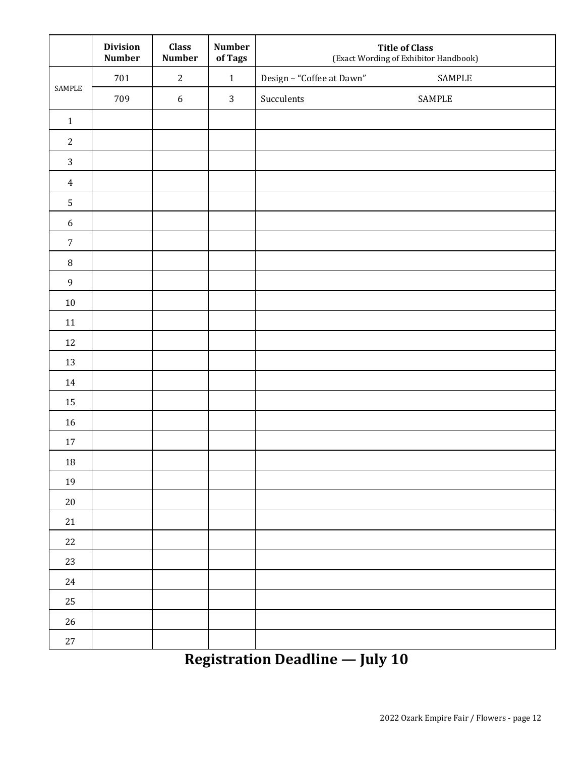| | Division Number | Class Number | Number of Tags | Title of Class (Exact Wording of Exhibitor Handbook) |
|---|---|---|---|---|
| SAMPLE | 701 | 2 | 1 | Design – "Coffee at Dawn" SAMPLE |
| | 709 | 6 | 3 | Succulents SAMPLE |
| 1 | | | | |
| 2 | | | | |
| 3 | | | | |
| 4 | | | | |
| 5 | | | | |
| 6 | | | | |
| 7 | | | | |
| 8 | | | | |
| 9 | | | | |
| 10 | | | | |
| 11 | | | | |
| 12 | | | | |
| 13 | | | | |
| 14 | | | | |
| 15 | | | | |
| 16 | | | | |
| 17 | | | | |
| 18 | | | | |
| 19 | | | | |
| 20 | | | | |
| 21 | | | | |
| 22 | | | | |
| 23 | | | | |
| 24 | | | | |
| 25 | | | | |
| 26 | | | | |
| 27 | | | | |

# Registration Deadline — July 10